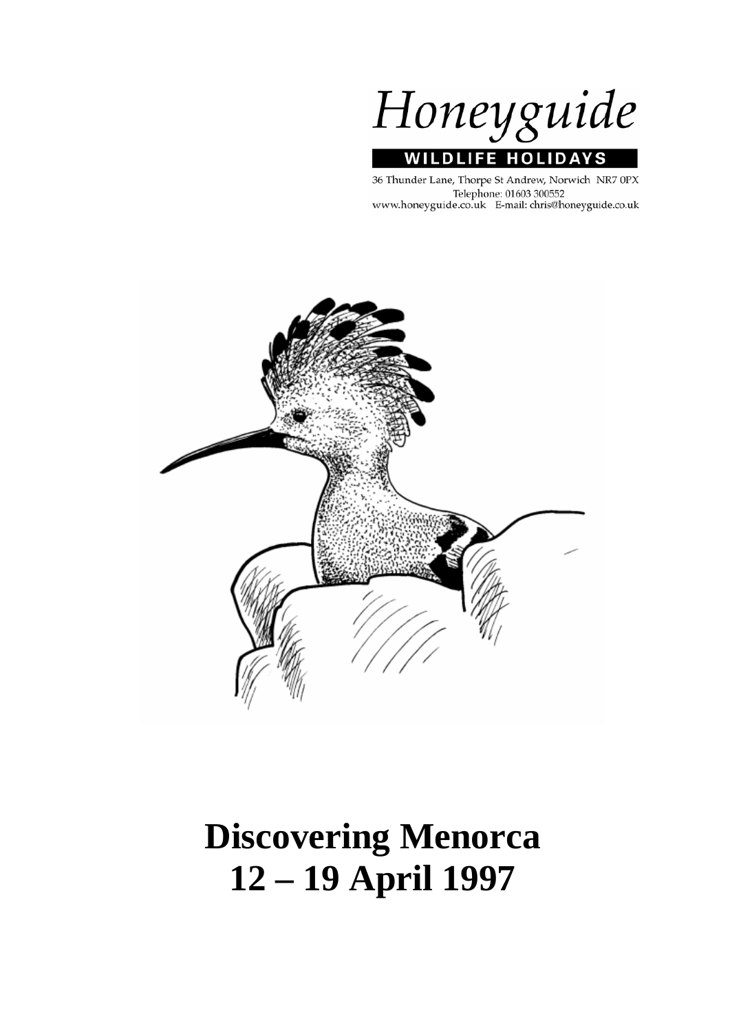Honeyguide

WILDLIFE HOLIDAYS

36 Thunder Lane, Thorpe St Andrew, Norwich NR7 0PX
Telephone: 01603 300552
www.honeyguide.co.uk E-mail: chris@honeyguide.co.uk

# Discovering Menorca
# 12 – 19 April 1997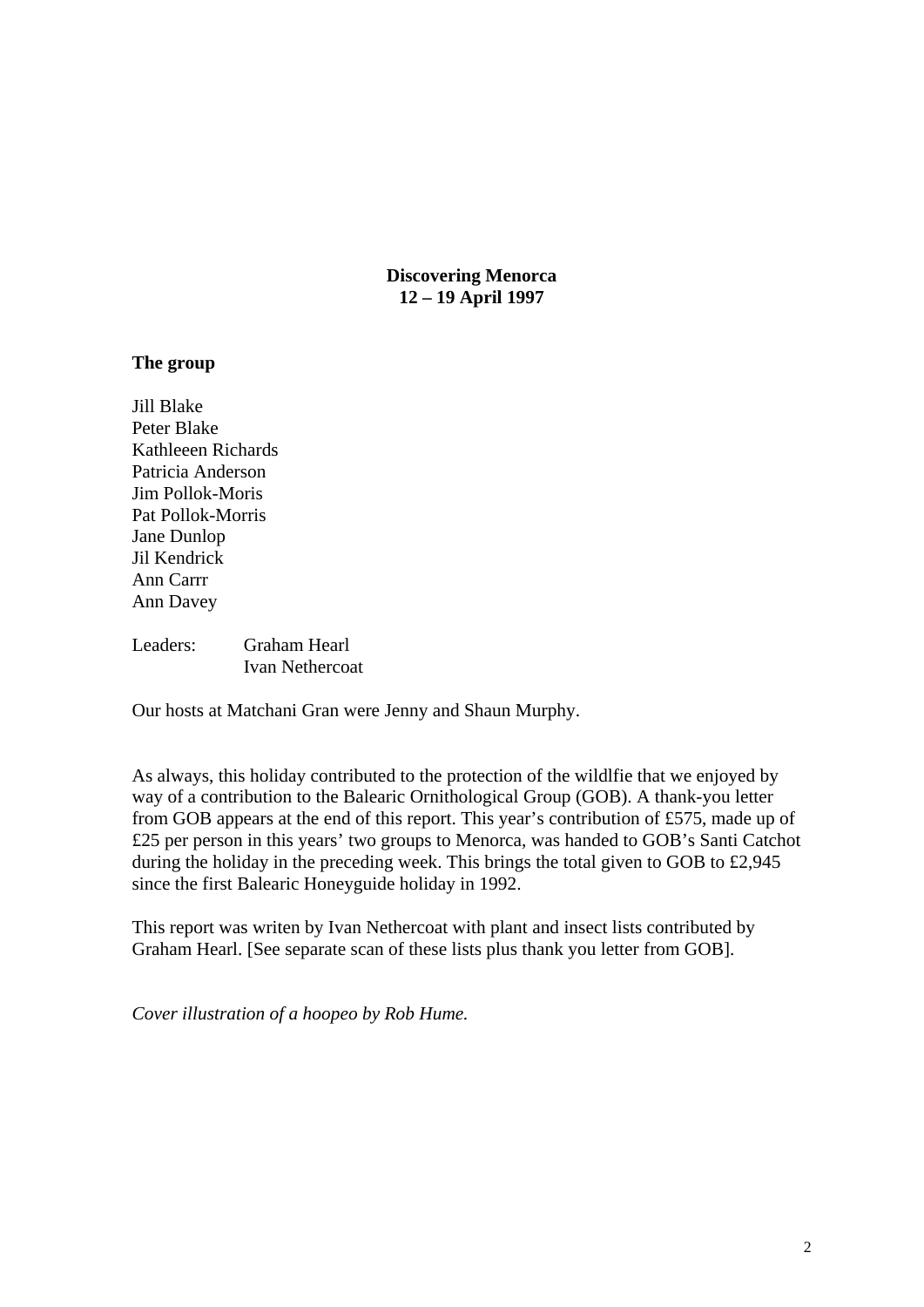**Discovering Menorca**
**12 – 19 April 1997**

**The group**

Jill Blake
Peter Blake
Kathleeen Richards
Patricia Anderson
Jim Pollok-Moris
Pat Pollok-Morris
Jane Dunlop
Jil Kendrick
Ann Carrr
Ann Davey

Leaders: Graham Hearl
Ivan Nethercoat

Our hosts at Matchani Gran were Jenny and Shaun Murphy.

As always, this holiday contributed to the protection of the wildlfie that we enjoyed by way of a contribution to the Balearic Ornithological Group (GOB). A thank-you letter from GOB appears at the end of this report. This year's contribution of £575, made up of £25 per person in this years' two groups to Menorca, was handed to GOB's Santi Catchot during the holiday in the preceding week. This brings the total given to GOB to £2,945 since the first Balearic Honeyguide holiday in 1992.

This report was writen by Ivan Nethercoat with plant and insect lists contributed by Graham Hearl. [See separate scan of these lists plus thank you letter from GOB].

*Cover illustration of a hoopeo by Rob Hume.*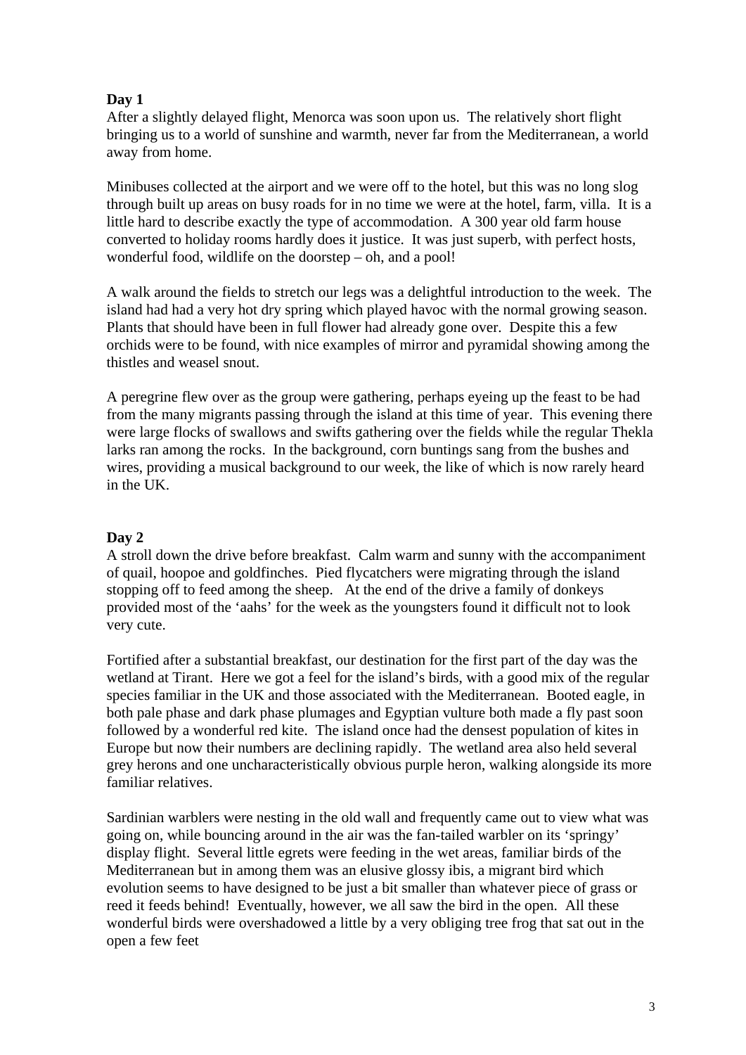**Day 1**

After a slightly delayed flight, Menorca was soon upon us. The relatively short flight bringing us to a world of sunshine and warmth, never far from the Mediterranean, a world away from home.

Minibuses collected at the airport and we were off to the hotel, but this was no long slog through built up areas on busy roads for in no time we were at the hotel, farm, villa. It is a little hard to describe exactly the type of accommodation. A 300 year old farm house converted to holiday rooms hardly does it justice. It was just superb, with perfect hosts, wonderful food, wildlife on the doorstep – oh, and a pool!

A walk around the fields to stretch our legs was a delightful introduction to the week. The island had had a very hot dry spring which played havoc with the normal growing season. Plants that should have been in full flower had already gone over. Despite this a few orchids were to be found, with nice examples of mirror and pyramidal showing among the thistles and weasel snout.

A peregrine flew over as the group were gathering, perhaps eyeing up the feast to be had from the many migrants passing through the island at this time of year. This evening there were large flocks of swallows and swifts gathering over the fields while the regular Thekla larks ran among the rocks. In the background, corn buntings sang from the bushes and wires, providing a musical background to our week, the like of which is now rarely heard in the UK.

**Day 2**

A stroll down the drive before breakfast. Calm warm and sunny with the accompaniment of quail, hoopoe and goldfinches. Pied flycatchers were migrating through the island stopping off to feed among the sheep. At the end of the drive a family of donkeys provided most of the 'aahs' for the week as the youngsters found it difficult not to look very cute.

Fortified after a substantial breakfast, our destination for the first part of the day was the wetland at Tirant. Here we got a feel for the island's birds, with a good mix of the regular species familiar in the UK and those associated with the Mediterranean. Booted eagle, in both pale phase and dark phase plumages and Egyptian vulture both made a fly past soon followed by a wonderful red kite. The island once had the densest population of kites in Europe but now their numbers are declining rapidly. The wetland area also held several grey herons and one uncharacteristically obvious purple heron, walking alongside its more familiar relatives.

Sardinian warblers were nesting in the old wall and frequently came out to view what was going on, while bouncing around in the air was the fan-tailed warbler on its 'springy' display flight. Several little egrets were feeding in the wet areas, familiar birds of the Mediterranean but in among them was an elusive glossy ibis, a migrant bird which evolution seems to have designed to be just a bit smaller than whatever piece of grass or reed it feeds behind! Eventually, however, we all saw the bird in the open. All these wonderful birds were overshadowed a little by a very obliging tree frog that sat out in the open a few feet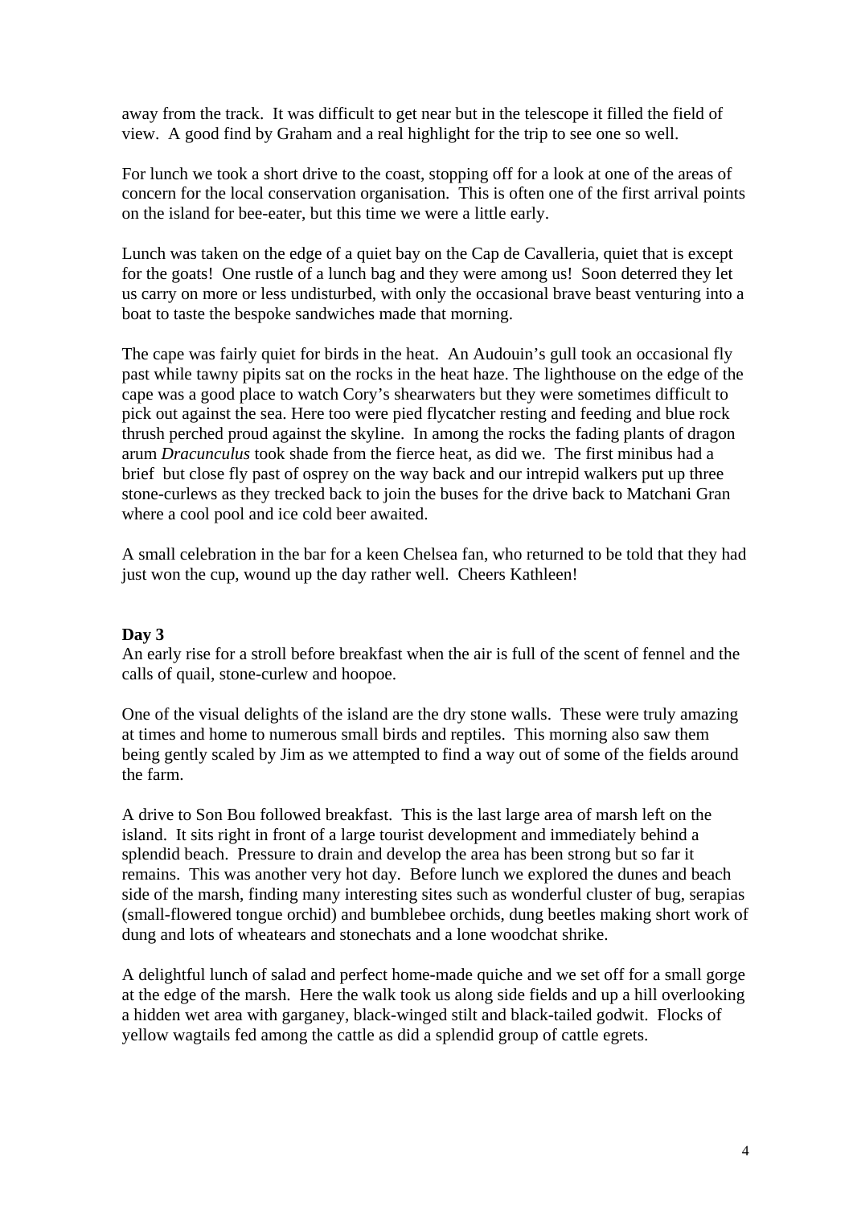away from the track. It was difficult to get near but in the telescope it filled the field of view. A good find by Graham and a real highlight for the trip to see one so well.

For lunch we took a short drive to the coast, stopping off for a look at one of the areas of concern for the local conservation organisation. This is often one of the first arrival points on the island for bee-eater, but this time we were a little early.

Lunch was taken on the edge of a quiet bay on the Cap de Cavalleria, quiet that is except for the goats! One rustle of a lunch bag and they were among us! Soon deterred they let us carry on more or less undisturbed, with only the occasional brave beast venturing into a boat to taste the bespoke sandwiches made that morning.

The cape was fairly quiet for birds in the heat. An Audouin's gull took an occasional fly past while tawny pipits sat on the rocks in the heat haze. The lighthouse on the edge of the cape was a good place to watch Cory's shearwaters but they were sometimes difficult to pick out against the sea. Here too were pied flycatcher resting and feeding and blue rock thrush perched proud against the skyline. In among the rocks the fading plants of dragon arum *Dracunculus* took shade from the fierce heat, as did we. The first minibus had a brief but close fly past of osprey on the way back and our intrepid walkers put up three stone-curlews as they trecked back to join the buses for the drive back to Matchani Gran where a cool pool and ice cold beer awaited.

A small celebration in the bar for a keen Chelsea fan, who returned to be told that they had just won the cup, wound up the day rather well. Cheers Kathleen!

**Day 3**

An early rise for a stroll before breakfast when the air is full of the scent of fennel and the calls of quail, stone-curlew and hoopoe.

One of the visual delights of the island are the dry stone walls. These were truly amazing at times and home to numerous small birds and reptiles. This morning also saw them being gently scaled by Jim as we attempted to find a way out of some of the fields around the farm.

A drive to Son Bou followed breakfast. This is the last large area of marsh left on the island. It sits right in front of a large tourist development and immediately behind a splendid beach. Pressure to drain and develop the area has been strong but so far it remains. This was another very hot day. Before lunch we explored the dunes and beach side of the marsh, finding many interesting sites such as wonderful cluster of bug, serapias (small-flowered tongue orchid) and bumblebee orchids, dung beetles making short work of dung and lots of wheatears and stonechats and a lone woodchat shrike.

A delightful lunch of salad and perfect home-made quiche and we set off for a small gorge at the edge of the marsh. Here the walk took us along side fields and up a hill overlooking a hidden wet area with garganey, black-winged stilt and black-tailed godwit. Flocks of yellow wagtails fed among the cattle as did a splendid group of cattle egrets.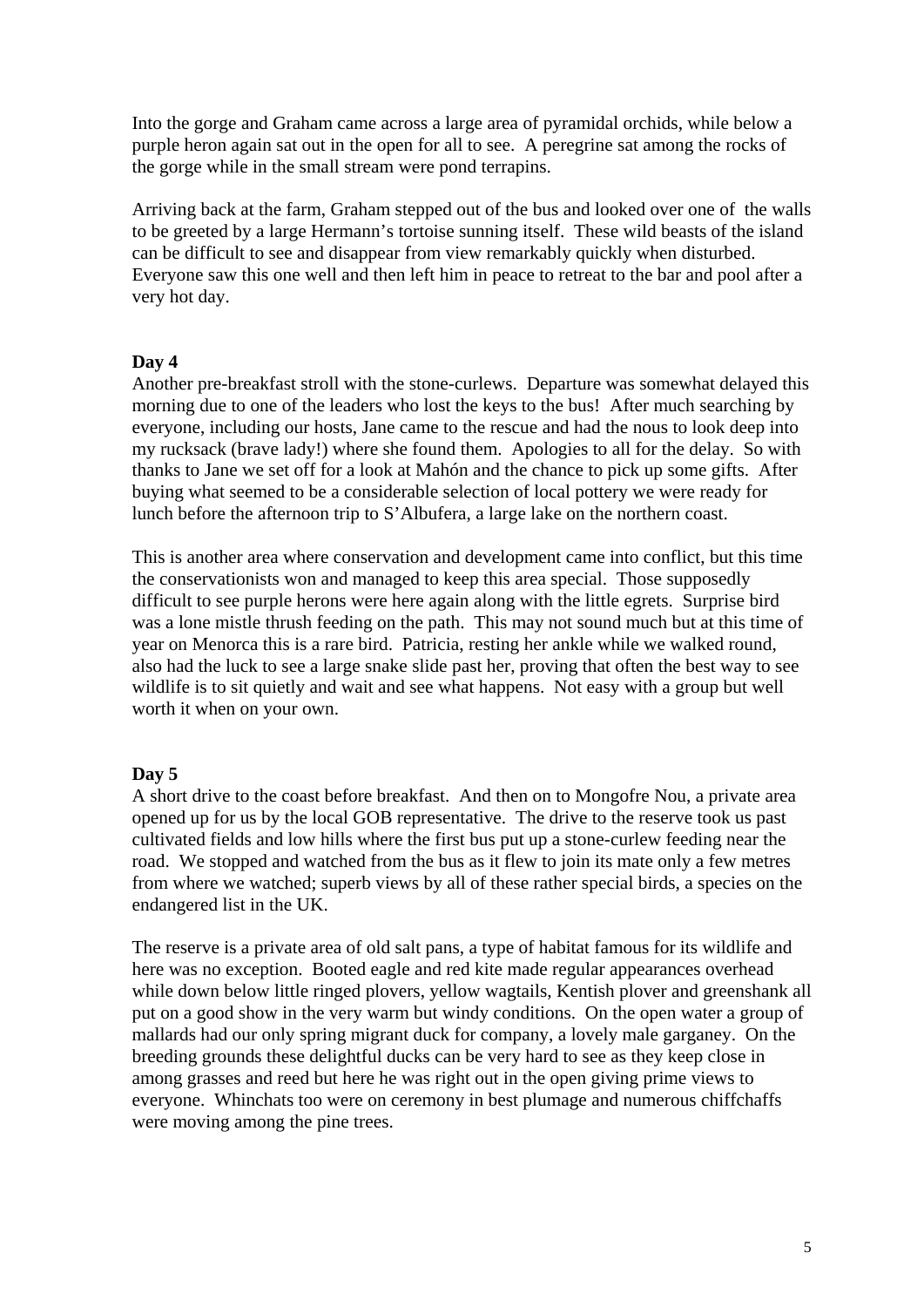Into the gorge and Graham came across a large area of pyramidal orchids, while below a purple heron again sat out in the open for all to see. A peregrine sat among the rocks of the gorge while in the small stream were pond terrapins.

Arriving back at the farm, Graham stepped out of the bus and looked over one of the walls to be greeted by a large Hermann's tortoise sunning itself. These wild beasts of the island can be difficult to see and disappear from view remarkably quickly when disturbed. Everyone saw this one well and then left him in peace to retreat to the bar and pool after a very hot day.

**Day 4**

Another pre-breakfast stroll with the stone-curlews. Departure was somewhat delayed this morning due to one of the leaders who lost the keys to the bus! After much searching by everyone, including our hosts, Jane came to the rescue and had the nous to look deep into my rucksack (brave lady!) where she found them. Apologies to all for the delay. So with thanks to Jane we set off for a look at Mahón and the chance to pick up some gifts. After buying what seemed to be a considerable selection of local pottery we were ready for lunch before the afternoon trip to S'Albufera, a large lake on the northern coast.

This is another area where conservation and development came into conflict, but this time the conservationists won and managed to keep this area special. Those supposedly difficult to see purple herons were here again along with the little egrets. Surprise bird was a lone mistle thrush feeding on the path. This may not sound much but at this time of year on Menorca this is a rare bird. Patricia, resting her ankle while we walked round, also had the luck to see a large snake slide past her, proving that often the best way to see wildlife is to sit quietly and wait and see what happens. Not easy with a group but well worth it when on your own.

**Day 5**

A short drive to the coast before breakfast. And then on to Mongofre Nou, a private area opened up for us by the local GOB representative. The drive to the reserve took us past cultivated fields and low hills where the first bus put up a stone-curlew feeding near the road. We stopped and watched from the bus as it flew to join its mate only a few metres from where we watched; superb views by all of these rather special birds, a species on the endangered list in the UK.

The reserve is a private area of old salt pans, a type of habitat famous for its wildlife and here was no exception. Booted eagle and red kite made regular appearances overhead while down below little ringed plovers, yellow wagtails, Kentish plover and greenshank all put on a good show in the very warm but windy conditions. On the open water a group of mallards had our only spring migrant duck for company, a lovely male garganey. On the breeding grounds these delightful ducks can be very hard to see as they keep close in among grasses and reed but here he was right out in the open giving prime views to everyone. Whinchats too were on ceremony in best plumage and numerous chiffchaffs were moving among the pine trees.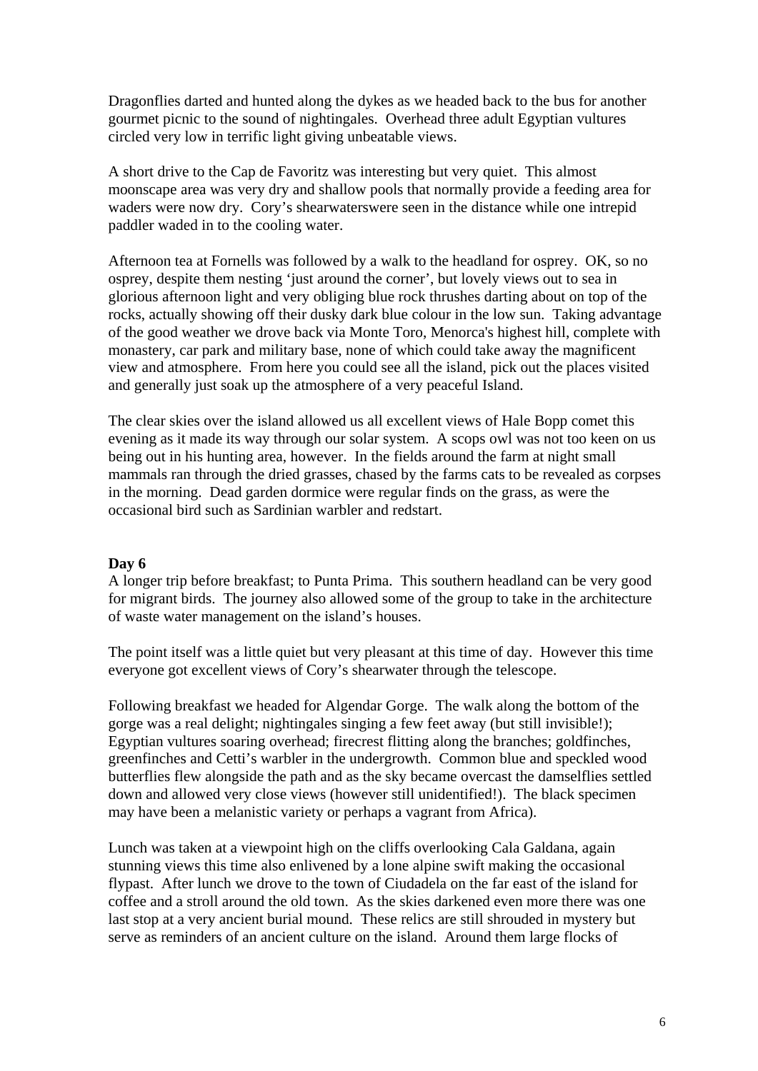Dragonflies darted and hunted along the dykes as we headed back to the bus for another gourmet picnic to the sound of nightingales. Overhead three adult Egyptian vultures circled very low in terrific light giving unbeatable views.

A short drive to the Cap de Favoritz was interesting but very quiet. This almost moonscape area was very dry and shallow pools that normally provide a feeding area for waders were now dry. Cory's shearwaterswere seen in the distance while one intrepid paddler waded in to the cooling water.

Afternoon tea at Fornells was followed by a walk to the headland for osprey. OK, so no osprey, despite them nesting 'just around the corner', but lovely views out to sea in glorious afternoon light and very obliging blue rock thrushes darting about on top of the rocks, actually showing off their dusky dark blue colour in the low sun. Taking advantage of the good weather we drove back via Monte Toro, Menorca's highest hill, complete with monastery, car park and military base, none of which could take away the magnificent view and atmosphere. From here you could see all the island, pick out the places visited and generally just soak up the atmosphere of a very peaceful Island.

The clear skies over the island allowed us all excellent views of Hale Bopp comet this evening as it made its way through our solar system. A scops owl was not too keen on us being out in his hunting area, however. In the fields around the farm at night small mammals ran through the dried grasses, chased by the farms cats to be revealed as corpses in the morning. Dead garden dormice were regular finds on the grass, as were the occasional bird such as Sardinian warbler and redstart.

**Day 6**

A longer trip before breakfast; to Punta Prima. This southern headland can be very good for migrant birds. The journey also allowed some of the group to take in the architecture of waste water management on the island's houses.

The point itself was a little quiet but very pleasant at this time of day. However this time everyone got excellent views of Cory's shearwater through the telescope.

Following breakfast we headed for Algendar Gorge. The walk along the bottom of the gorge was a real delight; nightingales singing a few feet away (but still invisible!); Egyptian vultures soaring overhead; firecrest flitting along the branches; goldfinches, greenfinches and Cetti's warbler in the undergrowth. Common blue and speckled wood butterflies flew alongside the path and as the sky became overcast the damselflies settled down and allowed very close views (however still unidentified!). The black specimen may have been a melanistic variety or perhaps a vagrant from Africa).

Lunch was taken at a viewpoint high on the cliffs overlooking Cala Galdana, again stunning views this time also enlivened by a lone alpine swift making the occasional flypast. After lunch we drove to the town of Ciudadela on the far east of the island for coffee and a stroll around the old town. As the skies darkened even more there was one last stop at a very ancient burial mound. These relics are still shrouded in mystery but serve as reminders of an ancient culture on the island. Around them large flocks of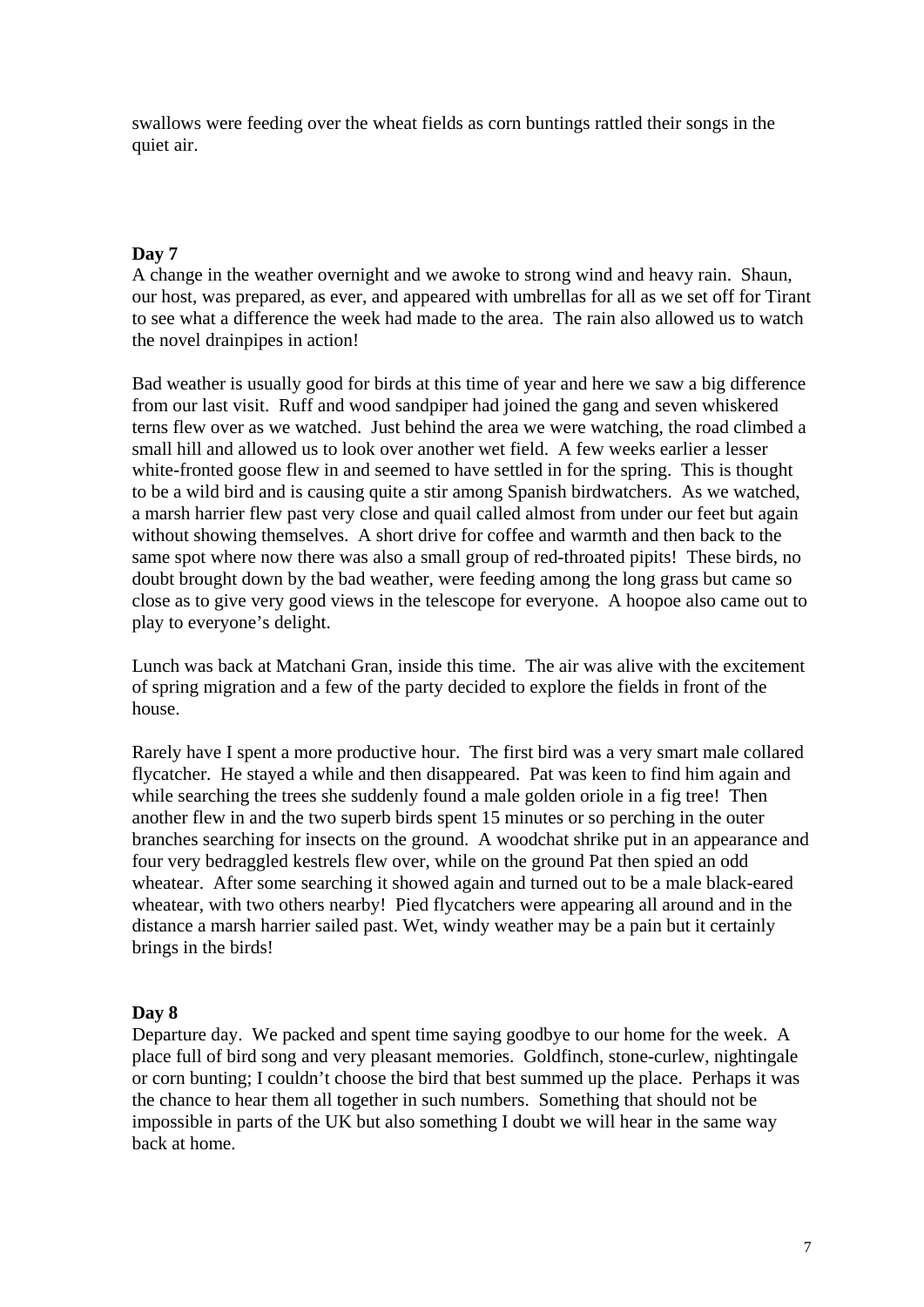swallows were feeding over the wheat fields as corn buntings rattled their songs in the quiet air.

**Day 7**

A change in the weather overnight and we awoke to strong wind and heavy rain. Shaun, our host, was prepared, as ever, and appeared with umbrellas for all as we set off for Tirant to see what a difference the week had made to the area. The rain also allowed us to watch the novel drainpipes in action!

Bad weather is usually good for birds at this time of year and here we saw a big difference from our last visit. Ruff and wood sandpiper had joined the gang and seven whiskered terns flew over as we watched. Just behind the area we were watching, the road climbed a small hill and allowed us to look over another wet field. A few weeks earlier a lesser white-fronted goose flew in and seemed to have settled in for the spring. This is thought to be a wild bird and is causing quite a stir among Spanish birdwatchers. As we watched, a marsh harrier flew past very close and quail called almost from under our feet but again without showing themselves. A short drive for coffee and warmth and then back to the same spot where now there was also a small group of red-throated pipits! These birds, no doubt brought down by the bad weather, were feeding among the long grass but came so close as to give very good views in the telescope for everyone. A hoopoe also came out to play to everyone's delight.

Lunch was back at Matchani Gran, inside this time. The air was alive with the excitement of spring migration and a few of the party decided to explore the fields in front of the house.

Rarely have I spent a more productive hour. The first bird was a very smart male collared flycatcher. He stayed a while and then disappeared. Pat was keen to find him again and while searching the trees she suddenly found a male golden oriole in a fig tree! Then another flew in and the two superb birds spent 15 minutes or so perching in the outer branches searching for insects on the ground. A woodchat shrike put in an appearance and four very bedraggled kestrels flew over, while on the ground Pat then spied an odd wheatear. After some searching it showed again and turned out to be a male black-eared wheatear, with two others nearby! Pied flycatchers were appearing all around and in the distance a marsh harrier sailed past. Wet, windy weather may be a pain but it certainly brings in the birds!

**Day 8**

Departure day. We packed and spent time saying goodbye to our home for the week. A place full of bird song and very pleasant memories. Goldfinch, stone-curlew, nightingale or corn bunting; I couldn't choose the bird that best summed up the place. Perhaps it was the chance to hear them all together in such numbers. Something that should not be impossible in parts of the UK but also something I doubt we will hear in the same way back at home.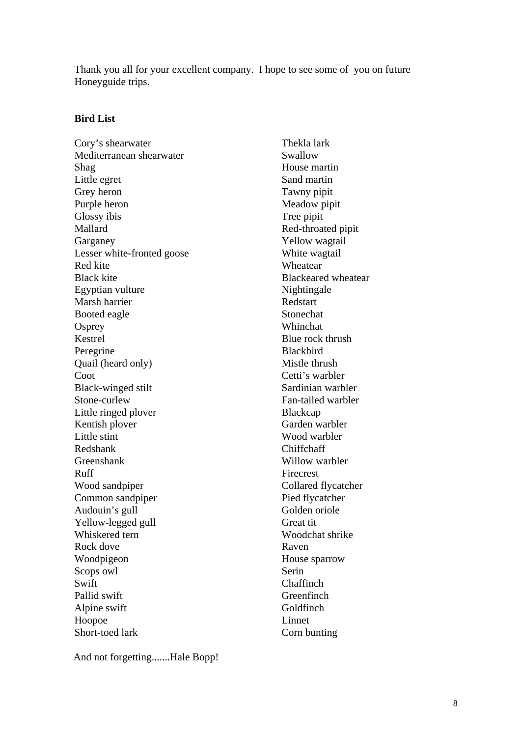Thank you all for your excellent company. I hope to see some of you on future Honeyguide trips.

**Bird List**

Cory's shearwater
Mediterranean shearwater
Shag
Little egret
Grey heron
Purple heron
Glossy ibis
Mallard
Garganey
Lesser white-fronted goose
Red kite
Black kite
Egyptian vulture
Marsh harrier
Booted eagle
Osprey
Kestrel
Peregrine
Quail (heard only)
Coot
Black-winged stilt
Stone-curlew
Little ringed plover
Kentish plover
Little stint
Redshank
Greenshank
Ruff
Wood sandpiper
Common sandpiper
Audouin's gull
Yellow-legged gull
Whiskered tern
Rock dove
Woodpigeon
Scops owl
Swift
Pallid swift
Alpine swift
Hoopoe
Short-toed lark
Thekla lark
Swallow
House martin
Sand martin
Tawny pipit
Meadow pipit
Tree pipit
Red-throated pipit
Yellow wagtail
White wagtail
Wheatear
Blackeared wheatear
Nightingale
Redstart
Stonechat
Whinchat
Blue rock thrush
Blackbird
Mistle thrush
Cetti's warbler
Sardinian warbler
Fan-tailed warbler
Blackcap
Garden warbler
Wood warbler
Chiffchaff
Willow warbler
Firecrest
Collared flycatcher
Pied flycatcher
Golden oriole
Great tit
Woodchat shrike
Raven
House sparrow
Serin
Chaffinch
Greenfinch
Goldfinch
Linnet
Corn bunting

And not forgetting.......Hale Bopp!